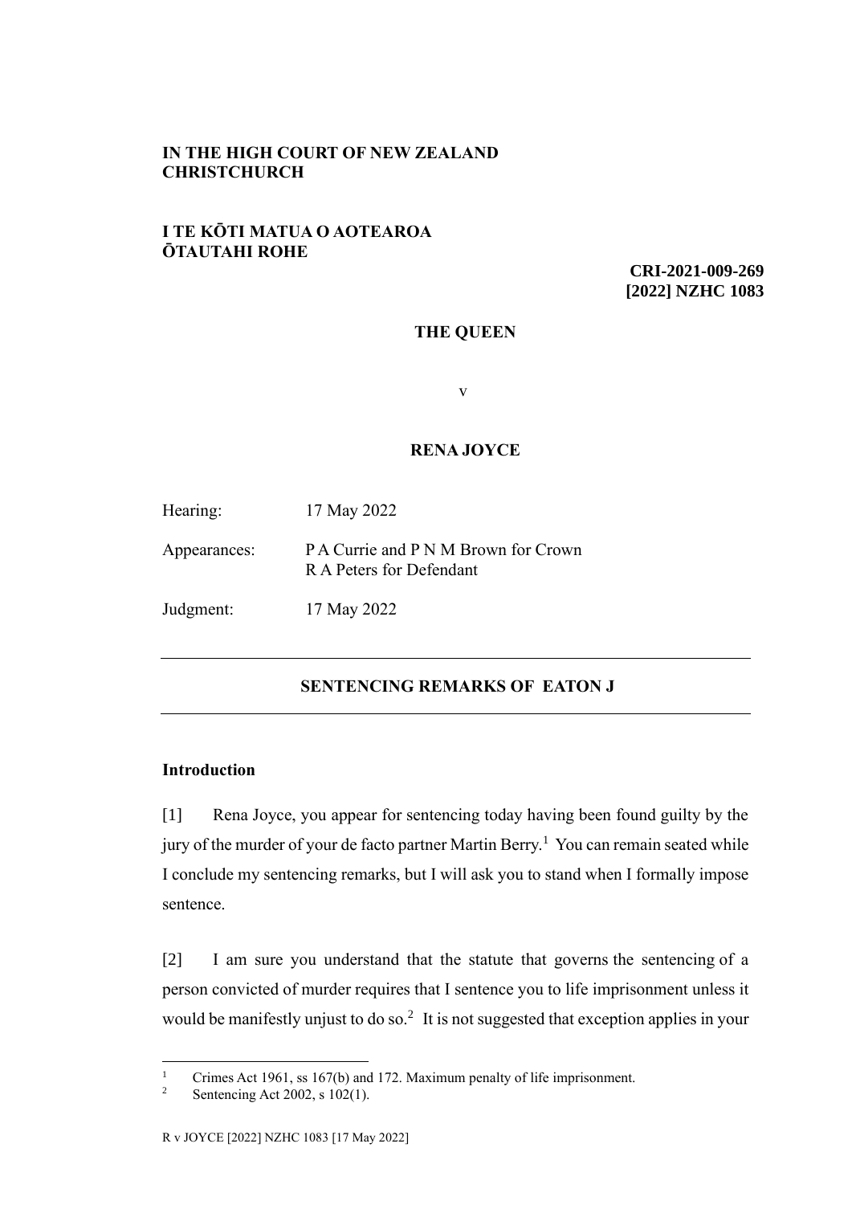**IN THE HIGH COURT OF NEW ZEALAND**
**CHRISTCHURCH**

**I TE KŌTI MATUA O AOTEAROA**
**ŌTAUTAHI ROHE**

**CRI-2021-009-269**
**[2022] NZHC 1083**

**THE QUEEN**

v

**RENA JOYCE**

| | |
|---|---|
| Hearing: | 17 May 2022 |
| Appearances: | P A Currie and P N M Brown for Crown<br>R A Peters for Defendant |
| Judgment: | 17 May 2022 |

---

**SENTENCING REMARKS OF EATON J**

---

**Introduction**

[1] Rena Joyce, you appear for sentencing today having been found guilty by the jury of the murder of your de facto partner Martin Berry.[1] You can remain seated while I conclude my sentencing remarks, but I will ask you to stand when I formally impose sentence.

[2] I am sure you understand that the statute that governs the sentencing of a person convicted of murder requires that I sentence you to life imprisonment unless it would be manifestly unjust to do so.[2] It is not suggested that exception applies in your

---

[1] Crimes Act 1961, ss 167(b) and 172. Maximum penalty of life imprisonment.

[2] Sentencing Act 2002, s 102(1).

R v JOYCE [2022] NZHC 1083 [17 May 2022]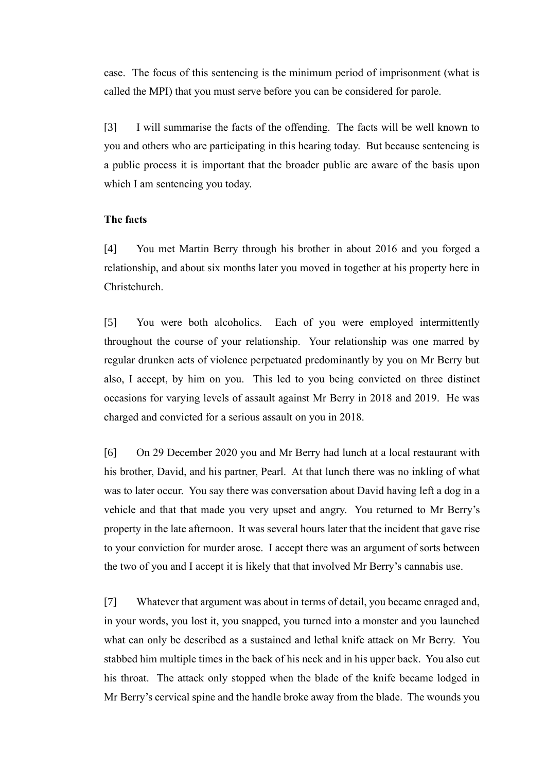case. The focus of this sentencing is the minimum period of imprisonment (what is called the MPI) that you must serve before you can be considered for parole.

[3] I will summarise the facts of the offending. The facts will be well known to you and others who are participating in this hearing today. But because sentencing is a public process it is important that the broader public are aware of the basis upon which I am sentencing you today.

**The facts**

[4] You met Martin Berry through his brother in about 2016 and you forged a relationship, and about six months later you moved in together at his property here in Christchurch.

[5] You were both alcoholics. Each of you were employed intermittently throughout the course of your relationship. Your relationship was one marred by regular drunken acts of violence perpetuated predominantly by you on Mr Berry but also, I accept, by him on you. This led to you being convicted on three distinct occasions for varying levels of assault against Mr Berry in 2018 and 2019. He was charged and convicted for a serious assault on you in 2018.

[6] On 29 December 2020 you and Mr Berry had lunch at a local restaurant with his brother, David, and his partner, Pearl. At that lunch there was no inkling of what was to later occur. You say there was conversation about David having left a dog in a vehicle and that that made you very upset and angry. You returned to Mr Berry's property in the late afternoon. It was several hours later that the incident that gave rise to your conviction for murder arose. I accept there was an argument of sorts between the two of you and I accept it is likely that that involved Mr Berry's cannabis use.

[7] Whatever that argument was about in terms of detail, you became enraged and, in your words, you lost it, you snapped, you turned into a monster and you launched what can only be described as a sustained and lethal knife attack on Mr Berry. You stabbed him multiple times in the back of his neck and in his upper back. You also cut his throat. The attack only stopped when the blade of the knife became lodged in Mr Berry's cervical spine and the handle broke away from the blade. The wounds you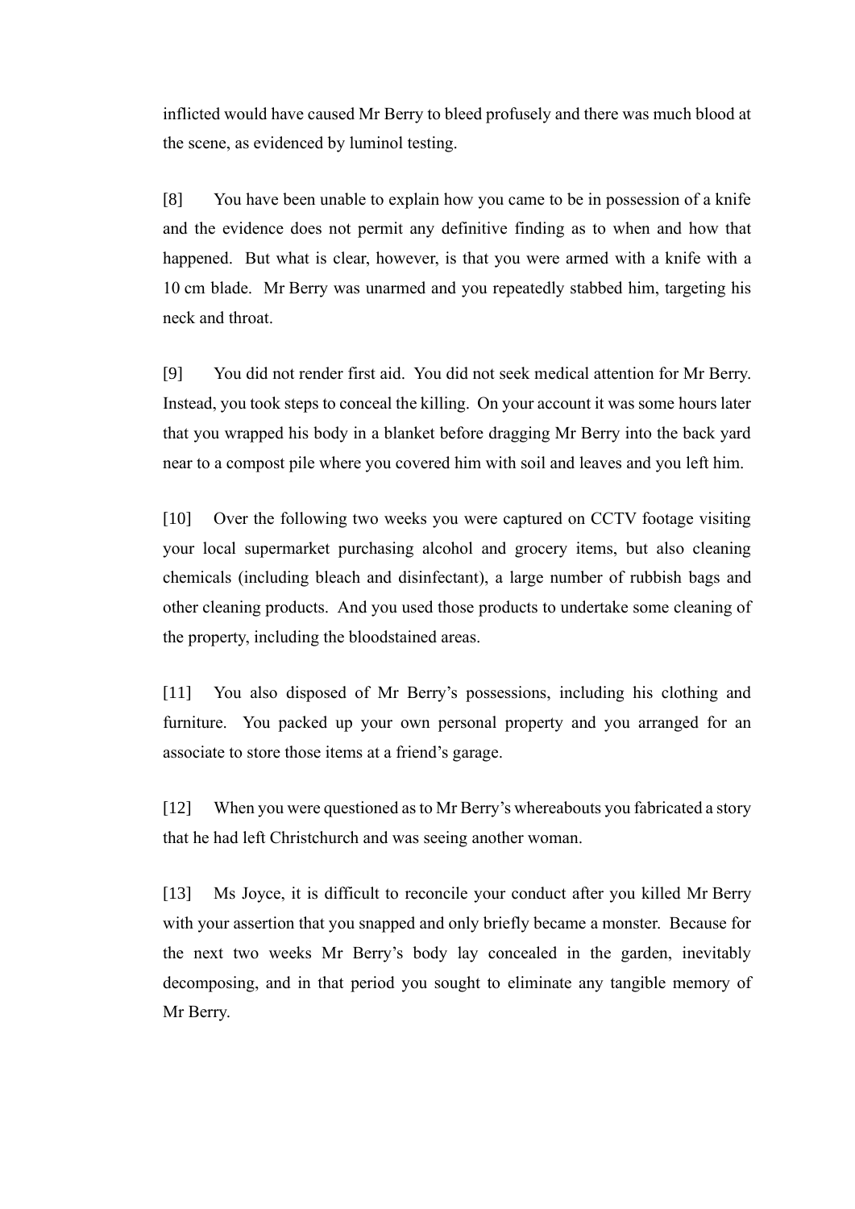inflicted would have caused Mr Berry to bleed profusely and there was much blood at the scene, as evidenced by luminol testing.

[8] You have been unable to explain how you came to be in possession of a knife and the evidence does not permit any definitive finding as to when and how that happened. But what is clear, however, is that you were armed with a knife with a 10 cm blade. Mr Berry was unarmed and you repeatedly stabbed him, targeting his neck and throat.

[9] You did not render first aid. You did not seek medical attention for Mr Berry. Instead, you took steps to conceal the killing. On your account it was some hours later that you wrapped his body in a blanket before dragging Mr Berry into the back yard near to a compost pile where you covered him with soil and leaves and you left him.

[10] Over the following two weeks you were captured on CCTV footage visiting your local supermarket purchasing alcohol and grocery items, but also cleaning chemicals (including bleach and disinfectant), a large number of rubbish bags and other cleaning products. And you used those products to undertake some cleaning of the property, including the bloodstained areas.

[11] You also disposed of Mr Berry's possessions, including his clothing and furniture. You packed up your own personal property and you arranged for an associate to store those items at a friend's garage.

[12] When you were questioned as to Mr Berry's whereabouts you fabricated a story that he had left Christchurch and was seeing another woman.

[13] Ms Joyce, it is difficult to reconcile your conduct after you killed Mr Berry with your assertion that you snapped and only briefly became a monster. Because for the next two weeks Mr Berry's body lay concealed in the garden, inevitably decomposing, and in that period you sought to eliminate any tangible memory of Mr Berry.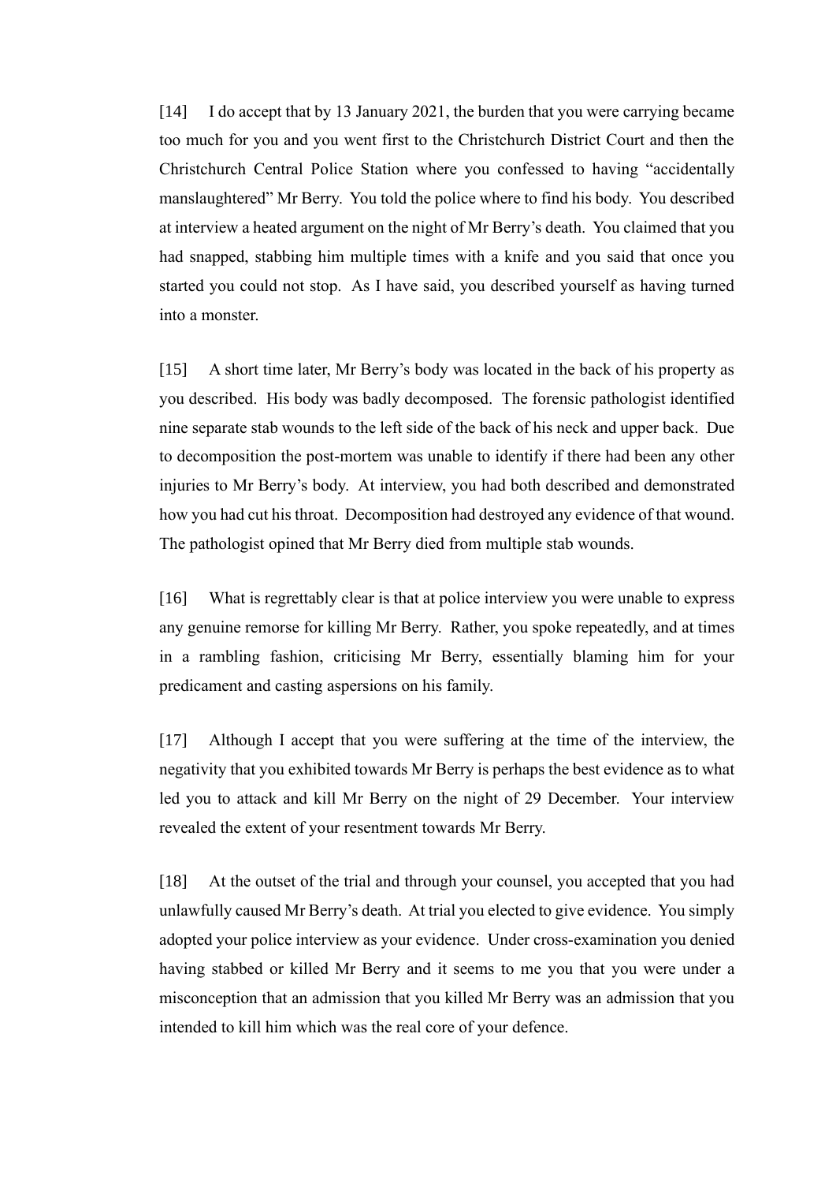[14] I do accept that by 13 January 2021, the burden that you were carrying became too much for you and you went first to the Christchurch District Court and then the Christchurch Central Police Station where you confessed to having "accidentally manslaughtered" Mr Berry. You told the police where to find his body. You described at interview a heated argument on the night of Mr Berry's death. You claimed that you had snapped, stabbing him multiple times with a knife and you said that once you started you could not stop. As I have said, you described yourself as having turned into a monster.

[15] A short time later, Mr Berry's body was located in the back of his property as you described. His body was badly decomposed. The forensic pathologist identified nine separate stab wounds to the left side of the back of his neck and upper back. Due to decomposition the post-mortem was unable to identify if there had been any other injuries to Mr Berry's body. At interview, you had both described and demonstrated how you had cut his throat. Decomposition had destroyed any evidence of that wound. The pathologist opined that Mr Berry died from multiple stab wounds.

[16] What is regrettably clear is that at police interview you were unable to express any genuine remorse for killing Mr Berry. Rather, you spoke repeatedly, and at times in a rambling fashion, criticising Mr Berry, essentially blaming him for your predicament and casting aspersions on his family.

[17] Although I accept that you were suffering at the time of the interview, the negativity that you exhibited towards Mr Berry is perhaps the best evidence as to what led you to attack and kill Mr Berry on the night of 29 December. Your interview revealed the extent of your resentment towards Mr Berry.

[18] At the outset of the trial and through your counsel, you accepted that you had unlawfully caused Mr Berry's death. At trial you elected to give evidence. You simply adopted your police interview as your evidence. Under cross-examination you denied having stabbed or killed Mr Berry and it seems to me you that you were under a misconception that an admission that you killed Mr Berry was an admission that you intended to kill him which was the real core of your defence.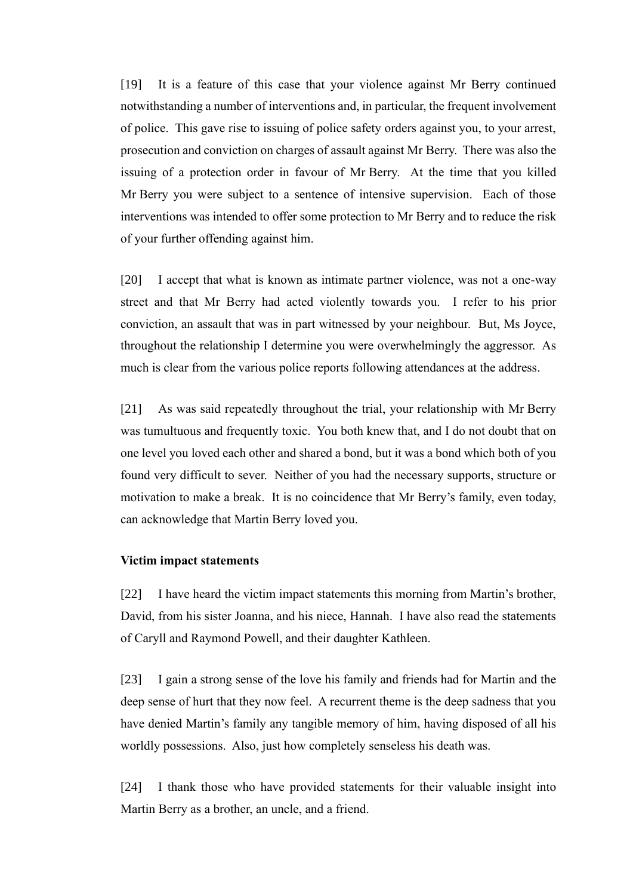[19] It is a feature of this case that your violence against Mr Berry continued notwithstanding a number of interventions and, in particular, the frequent involvement of police. This gave rise to issuing of police safety orders against you, to your arrest, prosecution and conviction on charges of assault against Mr Berry. There was also the issuing of a protection order in favour of Mr Berry. At the time that you killed Mr Berry you were subject to a sentence of intensive supervision. Each of those interventions was intended to offer some protection to Mr Berry and to reduce the risk of your further offending against him.

[20] I accept that what is known as intimate partner violence, was not a one-way street and that Mr Berry had acted violently towards you. I refer to his prior conviction, an assault that was in part witnessed by your neighbour. But, Ms Joyce, throughout the relationship I determine you were overwhelmingly the aggressor. As much is clear from the various police reports following attendances at the address.

[21] As was said repeatedly throughout the trial, your relationship with Mr Berry was tumultuous and frequently toxic. You both knew that, and I do not doubt that on one level you loved each other and shared a bond, but it was a bond which both of you found very difficult to sever. Neither of you had the necessary supports, structure or motivation to make a break. It is no coincidence that Mr Berry's family, even today, can acknowledge that Martin Berry loved you.

**Victim impact statements**

[22] I have heard the victim impact statements this morning from Martin's brother, David, from his sister Joanna, and his niece, Hannah. I have also read the statements of Caryll and Raymond Powell, and their daughter Kathleen.

[23] I gain a strong sense of the love his family and friends had for Martin and the deep sense of hurt that they now feel. A recurrent theme is the deep sadness that you have denied Martin's family any tangible memory of him, having disposed of all his worldly possessions. Also, just how completely senseless his death was.

[24] I thank those who have provided statements for their valuable insight into Martin Berry as a brother, an uncle, and a friend.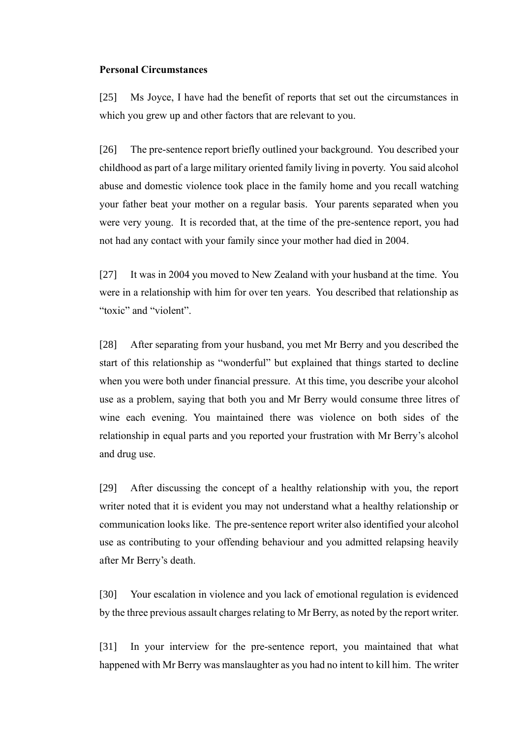**Personal Circumstances**

[25] Ms Joyce, I have had the benefit of reports that set out the circumstances in which you grew up and other factors that are relevant to you.

[26] The pre-sentence report briefly outlined your background. You described your childhood as part of a large military oriented family living in poverty. You said alcohol abuse and domestic violence took place in the family home and you recall watching your father beat your mother on a regular basis. Your parents separated when you were very young. It is recorded that, at the time of the pre-sentence report, you had not had any contact with your family since your mother had died in 2004.

[27] It was in 2004 you moved to New Zealand with your husband at the time. You were in a relationship with him for over ten years. You described that relationship as "toxic" and "violent".

[28] After separating from your husband, you met Mr Berry and you described the start of this relationship as "wonderful" but explained that things started to decline when you were both under financial pressure. At this time, you describe your alcohol use as a problem, saying that both you and Mr Berry would consume three litres of wine each evening. You maintained there was violence on both sides of the relationship in equal parts and you reported your frustration with Mr Berry's alcohol and drug use.

[29] After discussing the concept of a healthy relationship with you, the report writer noted that it is evident you may not understand what a healthy relationship or communication looks like. The pre-sentence report writer also identified your alcohol use as contributing to your offending behaviour and you admitted relapsing heavily after Mr Berry's death.

[30] Your escalation in violence and you lack of emotional regulation is evidenced by the three previous assault charges relating to Mr Berry, as noted by the report writer.

[31] In your interview for the pre-sentence report, you maintained that what happened with Mr Berry was manslaughter as you had no intent to kill him. The writer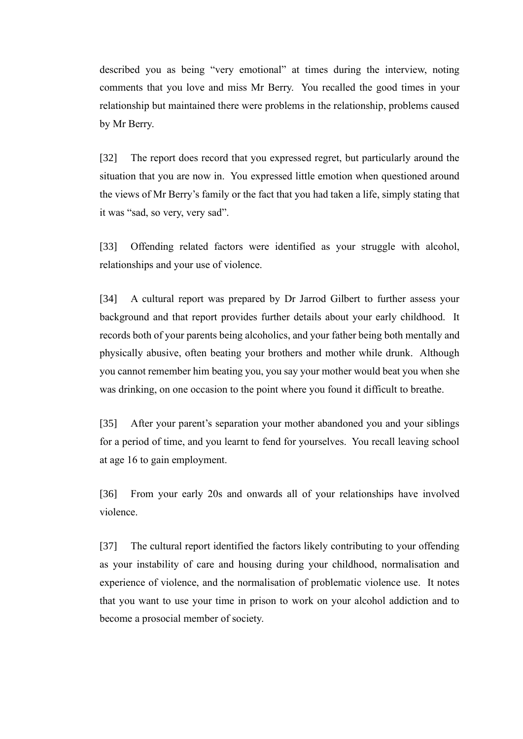described you as being "very emotional" at times during the interview, noting comments that you love and miss Mr Berry. You recalled the good times in your relationship but maintained there were problems in the relationship, problems caused by Mr Berry.

[32] The report does record that you expressed regret, but particularly around the situation that you are now in. You expressed little emotion when questioned around the views of Mr Berry's family or the fact that you had taken a life, simply stating that it was "sad, so very, very sad".

[33] Offending related factors were identified as your struggle with alcohol, relationships and your use of violence.

[34] A cultural report was prepared by Dr Jarrod Gilbert to further assess your background and that report provides further details about your early childhood. It records both of your parents being alcoholics, and your father being both mentally and physically abusive, often beating your brothers and mother while drunk. Although you cannot remember him beating you, you say your mother would beat you when she was drinking, on one occasion to the point where you found it difficult to breathe.

[35] After your parent's separation your mother abandoned you and your siblings for a period of time, and you learnt to fend for yourselves. You recall leaving school at age 16 to gain employment.

[36] From your early 20s and onwards all of your relationships have involved violence.

[37] The cultural report identified the factors likely contributing to your offending as your instability of care and housing during your childhood, normalisation and experience of violence, and the normalisation of problematic violence use. It notes that you want to use your time in prison to work on your alcohol addiction and to become a prosocial member of society.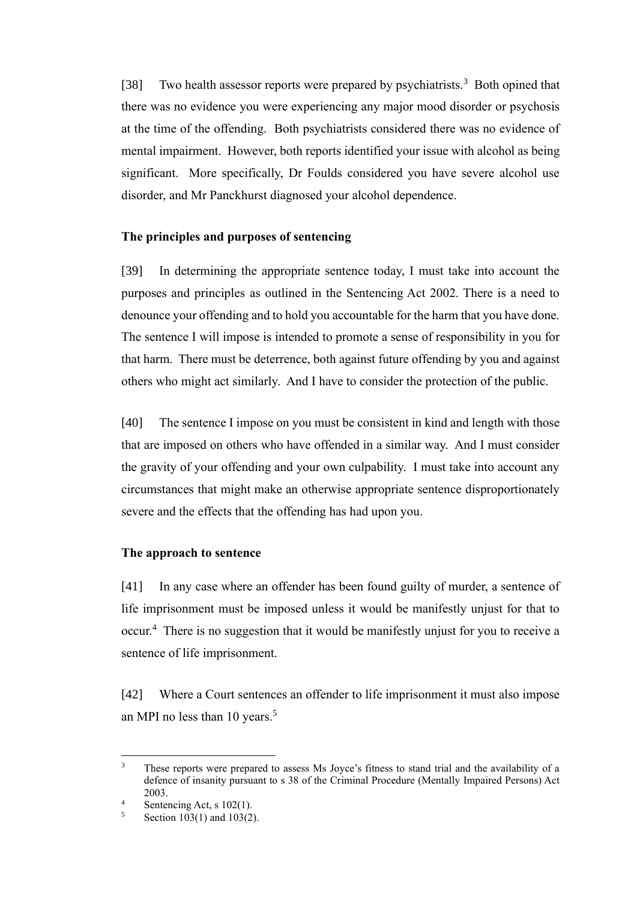[38] Two health assessor reports were prepared by psychiatrists.[3] Both opined that there was no evidence you were experiencing any major mood disorder or psychosis at the time of the offending. Both psychiatrists considered there was no evidence of mental impairment. However, both reports identified your issue with alcohol as being significant. More specifically, Dr Foulds considered you have severe alcohol use disorder, and Mr Panckhurst diagnosed your alcohol dependence.

**The principles and purposes of sentencing**

[39] In determining the appropriate sentence today, I must take into account the purposes and principles as outlined in the Sentencing Act 2002. There is a need to denounce your offending and to hold you accountable for the harm that you have done. The sentence I will impose is intended to promote a sense of responsibility in you for that harm. There must be deterrence, both against future offending by you and against others who might act similarly. And I have to consider the protection of the public.

[40] The sentence I impose on you must be consistent in kind and length with those that are imposed on others who have offended in a similar way. And I must consider the gravity of your offending and your own culpability. I must take into account any circumstances that might make an otherwise appropriate sentence disproportionately severe and the effects that the offending has had upon you.

**The approach to sentence**

[41] In any case where an offender has been found guilty of murder, a sentence of life imprisonment must be imposed unless it would be manifestly unjust for that to occur.[4] There is no suggestion that it would be manifestly unjust for you to receive a sentence of life imprisonment.

[42] Where a Court sentences an offender to life imprisonment it must also impose an MPI no less than 10 years.[5]

---

[3] These reports were prepared to assess Ms Joyce's fitness to stand trial and the availability of a defence of insanity pursuant to s 38 of the Criminal Procedure (Mentally Impaired Persons) Act 2003.

[4] Sentencing Act, s 102(1).

[5] Section 103(1) and 103(2).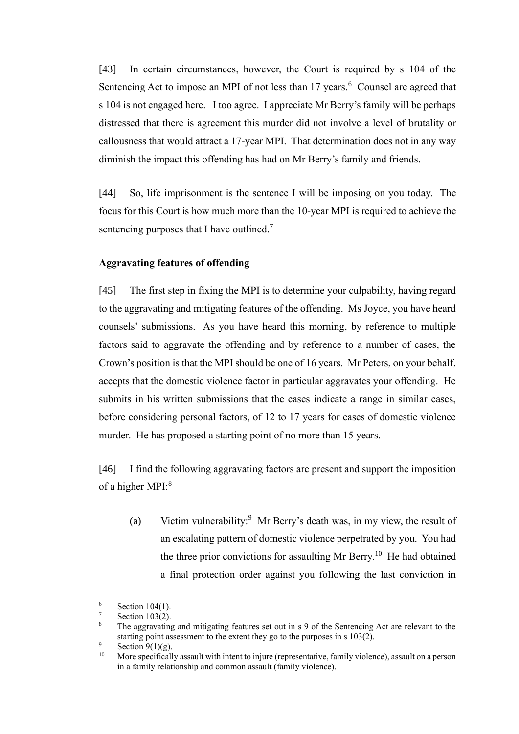[43] In certain circumstances, however, the Court is required by s 104 of the Sentencing Act to impose an MPI of not less than 17 years.[6] Counsel are agreed that s 104 is not engaged here. I too agree. I appreciate Mr Berry's family will be perhaps distressed that there is agreement this murder did not involve a level of brutality or callousness that would attract a 17-year MPI. That determination does not in any way diminish the impact this offending has had on Mr Berry's family and friends.

[44] So, life imprisonment is the sentence I will be imposing on you today. The focus for this Court is how much more than the 10-year MPI is required to achieve the sentencing purposes that I have outlined.[7]

**Aggravating features of offending**

[45] The first step in fixing the MPI is to determine your culpability, having regard to the aggravating and mitigating features of the offending. Ms Joyce, you have heard counsels' submissions. As you have heard this morning, by reference to multiple factors said to aggravate the offending and by reference to a number of cases, the Crown's position is that the MPI should be one of 16 years. Mr Peters, on your behalf, accepts that the domestic violence factor in particular aggravates your offending. He submits in his written submissions that the cases indicate a range in similar cases, before considering personal factors, of 12 to 17 years for cases of domestic violence murder. He has proposed a starting point of no more than 15 years.

[46] I find the following aggravating factors are present and support the imposition of a higher MPI:[8]

(a) Victim vulnerability:[9] Mr Berry's death was, in my view, the result of an escalating pattern of domestic violence perpetrated by you. You had the three prior convictions for assaulting Mr Berry.[10] He had obtained a final protection order against you following the last conviction in

---

[6] Section 104(1).

[7] Section 103(2).

[8] The aggravating and mitigating features set out in s 9 of the Sentencing Act are relevant to the starting point assessment to the extent they go to the purposes in s 103(2).

[9] Section 9(1)(g).

[10] More specifically assault with intent to injure (representative, family violence), assault on a person in a family relationship and common assault (family violence).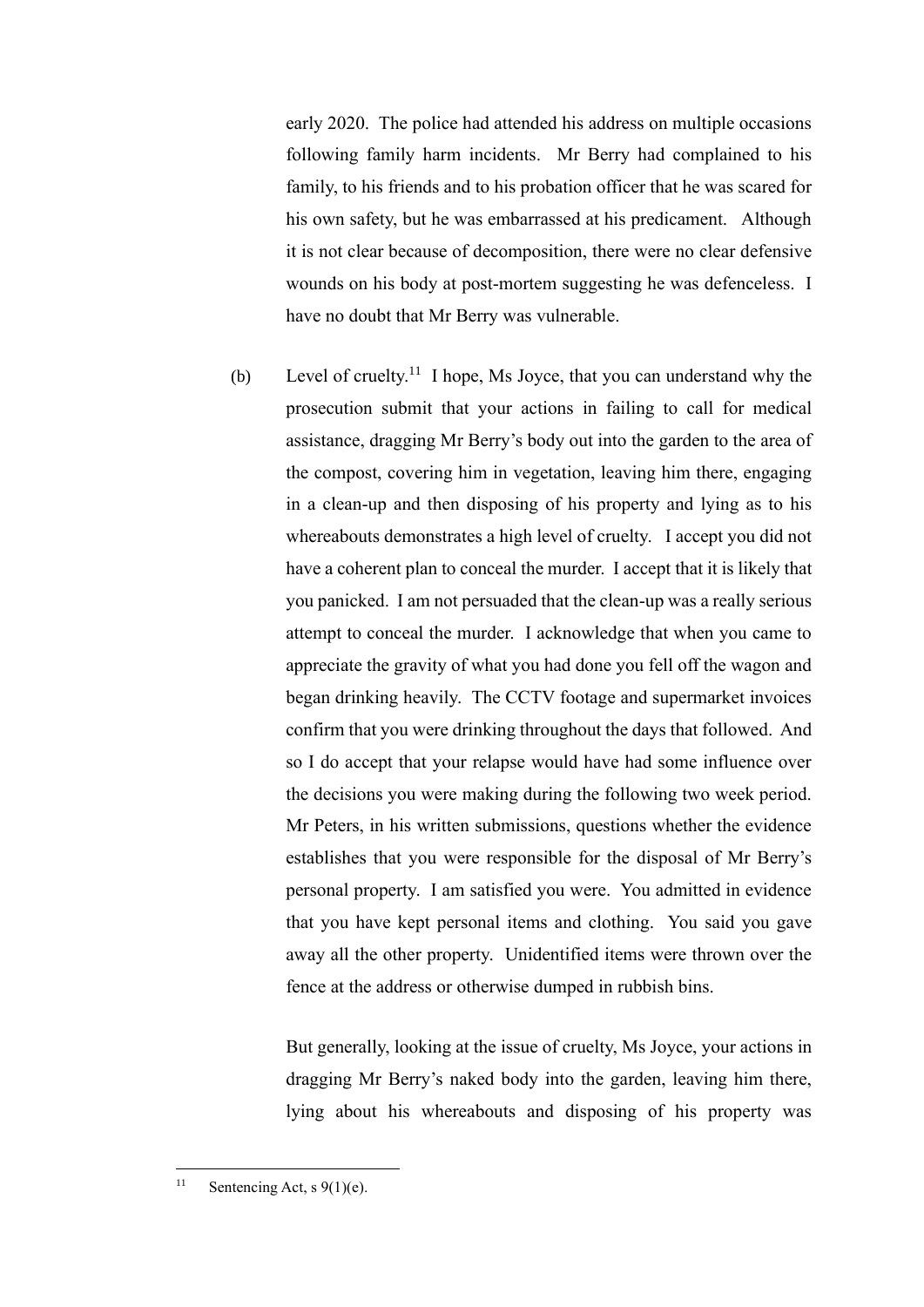early 2020. The police had attended his address on multiple occasions following family harm incidents. Mr Berry had complained to his family, to his friends and to his probation officer that he was scared for his own safety, but he was embarrassed at his predicament. Although it is not clear because of decomposition, there were no clear defensive wounds on his body at post-mortem suggesting he was defenceless. I have no doubt that Mr Berry was vulnerable.

(b) Level of cruelty.[11] I hope, Ms Joyce, that you can understand why the prosecution submit that your actions in failing to call for medical assistance, dragging Mr Berry's body out into the garden to the area of the compost, covering him in vegetation, leaving him there, engaging in a clean-up and then disposing of his property and lying as to his whereabouts demonstrates a high level of cruelty. I accept you did not have a coherent plan to conceal the murder. I accept that it is likely that you panicked. I am not persuaded that the clean-up was a really serious attempt to conceal the murder. I acknowledge that when you came to appreciate the gravity of what you had done you fell off the wagon and began drinking heavily. The CCTV footage and supermarket invoices confirm that you were drinking throughout the days that followed. And so I do accept that your relapse would have had some influence over the decisions you were making during the following two week period. Mr Peters, in his written submissions, questions whether the evidence establishes that you were responsible for the disposal of Mr Berry's personal property. I am satisfied you were. You admitted in evidence that you have kept personal items and clothing. You said you gave away all the other property. Unidentified items were thrown over the fence at the address or otherwise dumped in rubbish bins.

But generally, looking at the issue of cruelty, Ms Joyce, your actions in dragging Mr Berry's naked body into the garden, leaving him there, lying about his whereabouts and disposing of his property was

[11] Sentencing Act, s 9(1)(e).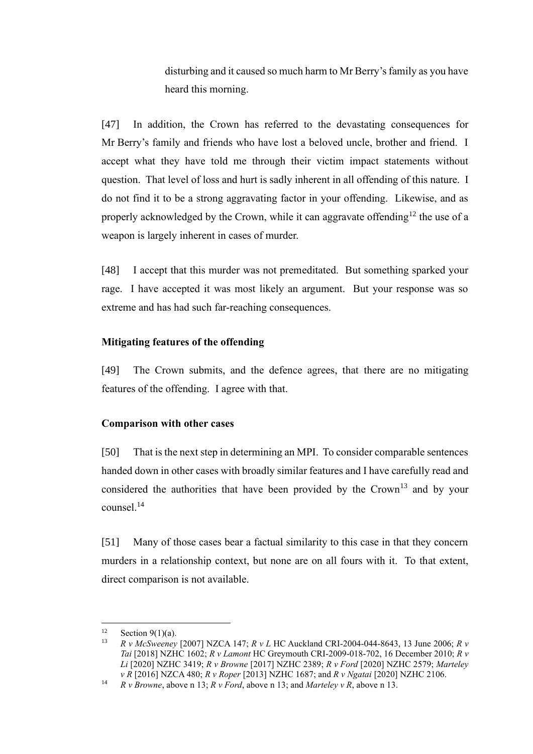> disturbing and it caused so much harm to Mr Berry's family as you have heard this morning.

[47] In addition, the Crown has referred to the devastating consequences for Mr Berry's family and friends who have lost a beloved uncle, brother and friend. I accept what they have told me through their victim impact statements without question. That level of loss and hurt is sadly inherent in all offending of this nature. I do not find it to be a strong aggravating factor in your offending. Likewise, and as properly acknowledged by the Crown, while it can aggravate offending[12] the use of a weapon is largely inherent in cases of murder.

[48] I accept that this murder was not premeditated. But something sparked your rage. I have accepted it was most likely an argument. But your response was so extreme and has had such far-reaching consequences.

### Mitigating features of the offending

[49] The Crown submits, and the defence agrees, that there are no mitigating features of the offending. I agree with that.

### Comparison with other cases

[50] That is the next step in determining an MPI. To consider comparable sentences handed down in other cases with broadly similar features and I have carefully read and considered the authorities that have been provided by the Crown[13] and by your counsel.[14]

[51] Many of those cases bear a factual similarity to this case in that they concern murders in a relationship context, but none are on all fours with it. To that extent, direct comparison is not available.

---

[12] Section 9(1)(a).

[13] *R v McSweeney* [2007] NZCA 147; *R v L* HC Auckland CRI-2004-044-8643, 13 June 2006; *R v Tai* [2018] NZHC 1602; *R v Lamont* HC Greymouth CRI-2009-018-702, 16 December 2010; *R v Li* [2020] NZHC 3419; *R v Browne* [2017] NZHC 2389; *R v Ford* [2020] NZHC 2579; *Marteley v R* [2016] NZCA 480; *R v Roper* [2013] NZHC 1687; and *R v Ngatai* [2020] NZHC 2106.

[14] *R v Browne*, above n 13; *R v Ford*, above n 13; and *Marteley v R*, above n 13.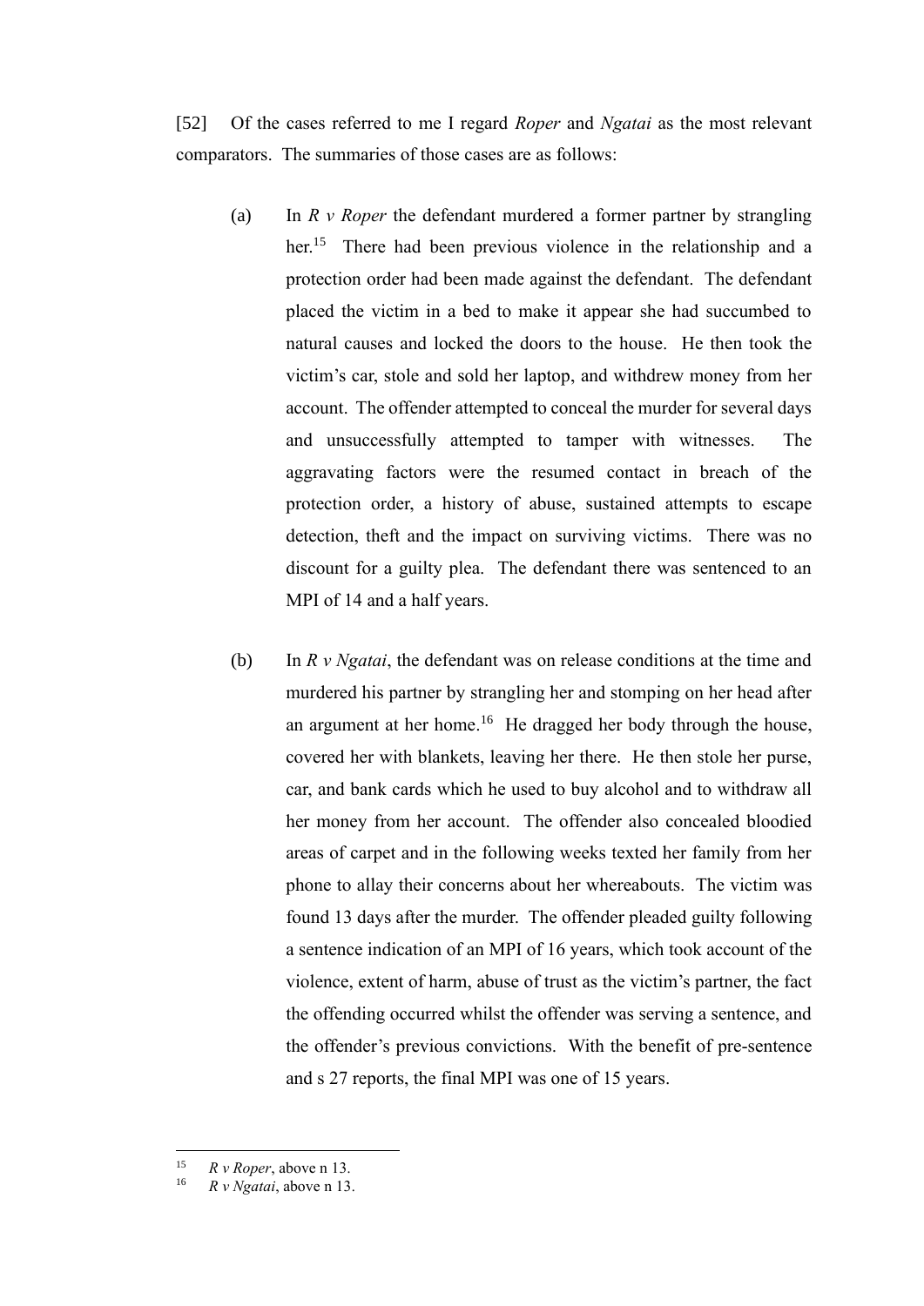[52] Of the cases referred to me I regard *Roper* and *Ngatai* as the most relevant comparators. The summaries of those cases are as follows:

(a) In *R v Roper* the defendant murdered a former partner by strangling her.[15] There had been previous violence in the relationship and a protection order had been made against the defendant. The defendant placed the victim in a bed to make it appear she had succumbed to natural causes and locked the doors to the house. He then took the victim's car, stole and sold her laptop, and withdrew money from her account. The offender attempted to conceal the murder for several days and unsuccessfully attempted to tamper with witnesses. The aggravating factors were the resumed contact in breach of the protection order, a history of abuse, sustained attempts to escape detection, theft and the impact on surviving victims. There was no discount for a guilty plea. The defendant there was sentenced to an MPI of 14 and a half years.

(b) In *R v Ngatai*, the defendant was on release conditions at the time and murdered his partner by strangling her and stomping on her head after an argument at her home.[16] He dragged her body through the house, covered her with blankets, leaving her there. He then stole her purse, car, and bank cards which he used to buy alcohol and to withdraw all her money from her account. The offender also concealed bloodied areas of carpet and in the following weeks texted her family from her phone to allay their concerns about her whereabouts. The victim was found 13 days after the murder. The offender pleaded guilty following a sentence indication of an MPI of 16 years, which took account of the violence, extent of harm, abuse of trust as the victim's partner, the fact the offending occurred whilst the offender was serving a sentence, and the offender's previous convictions. With the benefit of pre-sentence and s 27 reports, the final MPI was one of 15 years.

---

[15] *R v Roper*, above n 13.

[16] *R v Ngatai*, above n 13.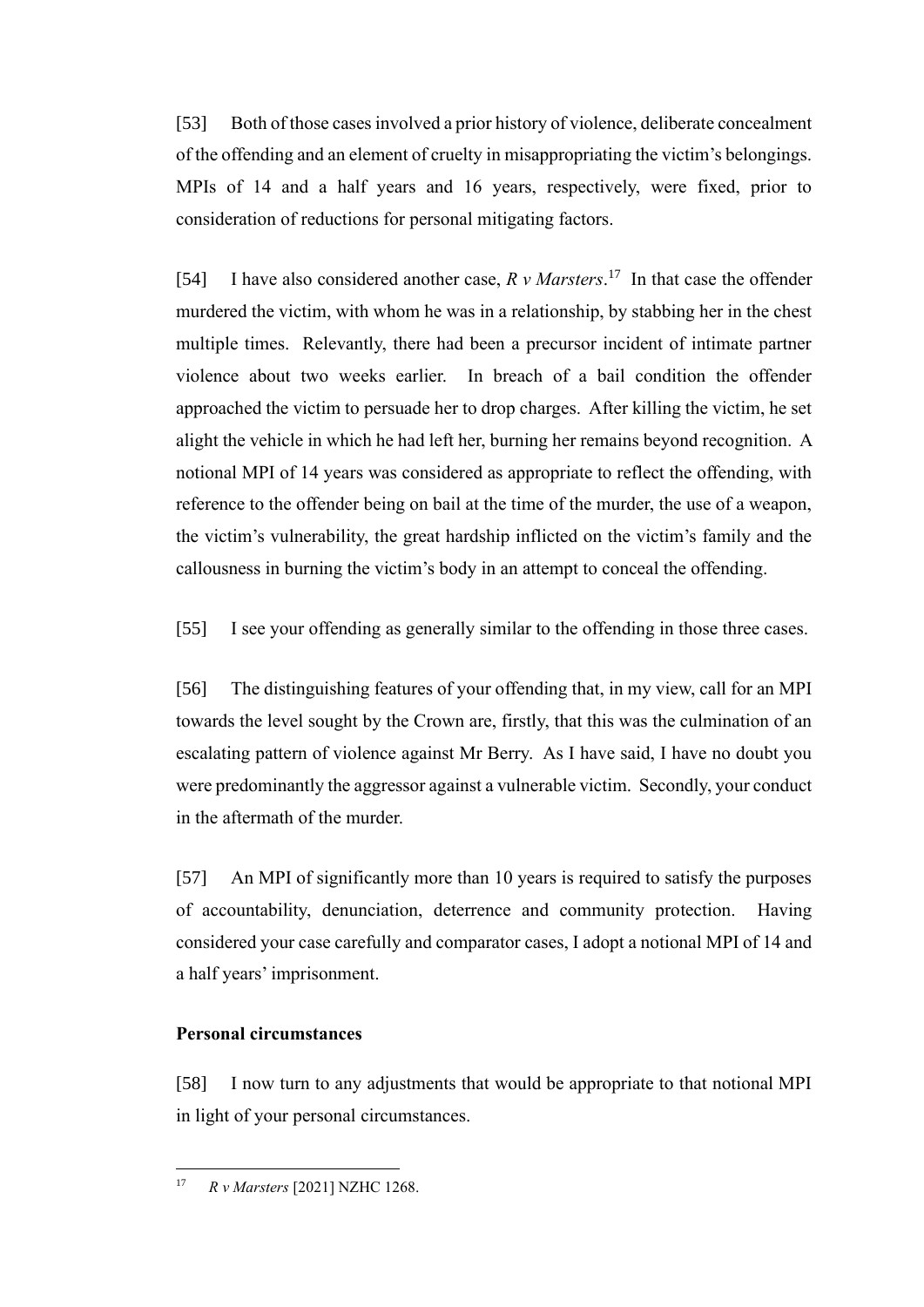[53] Both of those cases involved a prior history of violence, deliberate concealment of the offending and an element of cruelty in misappropriating the victim's belongings. MPIs of 14 and a half years and 16 years, respectively, were fixed, prior to consideration of reductions for personal mitigating factors.

[54] I have also considered another case, *R v Marsters*.[17] In that case the offender murdered the victim, with whom he was in a relationship, by stabbing her in the chest multiple times. Relevantly, there had been a precursor incident of intimate partner violence about two weeks earlier. In breach of a bail condition the offender approached the victim to persuade her to drop charges. After killing the victim, he set alight the vehicle in which he had left her, burning her remains beyond recognition. A notional MPI of 14 years was considered as appropriate to reflect the offending, with reference to the offender being on bail at the time of the murder, the use of a weapon, the victim's vulnerability, the great hardship inflicted on the victim's family and the callousness in burning the victim's body in an attempt to conceal the offending.

[55] I see your offending as generally similar to the offending in those three cases.

[56] The distinguishing features of your offending that, in my view, call for an MPI towards the level sought by the Crown are, firstly, that this was the culmination of an escalating pattern of violence against Mr Berry. As I have said, I have no doubt you were predominantly the aggressor against a vulnerable victim. Secondly, your conduct in the aftermath of the murder.

[57] An MPI of significantly more than 10 years is required to satisfy the purposes of accountability, denunciation, deterrence and community protection. Having considered your case carefully and comparator cases, I adopt a notional MPI of 14 and a half years' imprisonment.

**Personal circumstances**

[58] I now turn to any adjustments that would be appropriate to that notional MPI in light of your personal circumstances.

[17] *R v Marsters* [2021] NZHC 1268.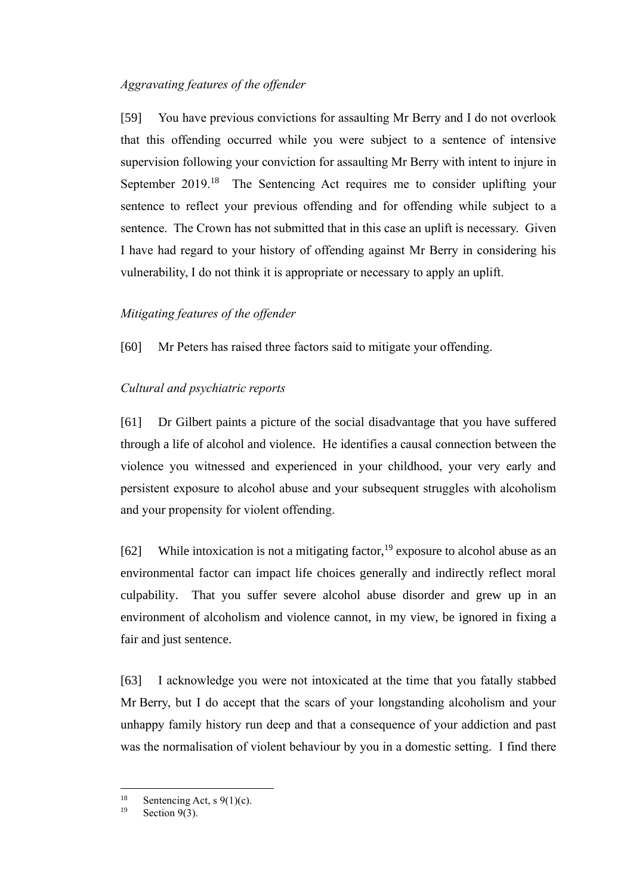*Aggravating features of the offender*

[59] You have previous convictions for assaulting Mr Berry and I do not overlook that this offending occurred while you were subject to a sentence of intensive supervision following your conviction for assaulting Mr Berry with intent to injure in September 2019.[18] The Sentencing Act requires me to consider uplifting your sentence to reflect your previous offending and for offending while subject to a sentence. The Crown has not submitted that in this case an uplift is necessary. Given I have had regard to your history of offending against Mr Berry in considering his vulnerability, I do not think it is appropriate or necessary to apply an uplift.

*Mitigating features of the offender*

[60] Mr Peters has raised three factors said to mitigate your offending.

*Cultural and psychiatric reports*

[61] Dr Gilbert paints a picture of the social disadvantage that you have suffered through a life of alcohol and violence. He identifies a causal connection between the violence you witnessed and experienced in your childhood, your very early and persistent exposure to alcohol abuse and your subsequent struggles with alcoholism and your propensity for violent offending.

[62] While intoxication is not a mitigating factor,[19] exposure to alcohol abuse as an environmental factor can impact life choices generally and indirectly reflect moral culpability. That you suffer severe alcohol abuse disorder and grew up in an environment of alcoholism and violence cannot, in my view, be ignored in fixing a fair and just sentence.

[63] I acknowledge you were not intoxicated at the time that you fatally stabbed Mr Berry, but I do accept that the scars of your longstanding alcoholism and your unhappy family history run deep and that a consequence of your addiction and past was the normalisation of violent behaviour by you in a domestic setting. I find there

---

[18] Sentencing Act, s 9(1)(c).

[19] Section 9(3).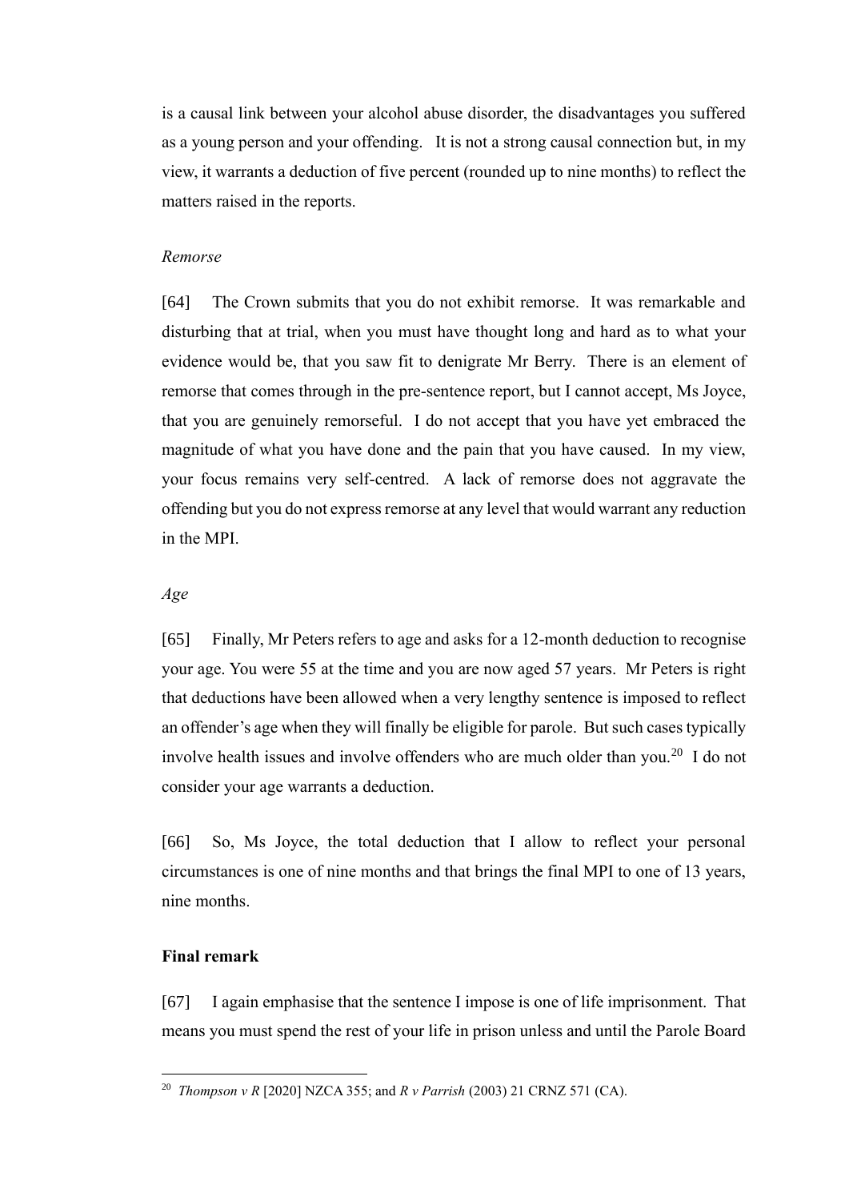is a causal link between your alcohol abuse disorder, the disadvantages you suffered as a young person and your offending. It is not a strong causal connection but, in my view, it warrants a deduction of five percent (rounded up to nine months) to reflect the matters raised in the reports.

*Remorse*

[64] The Crown submits that you do not exhibit remorse. It was remarkable and disturbing that at trial, when you must have thought long and hard as to what your evidence would be, that you saw fit to denigrate Mr Berry. There is an element of remorse that comes through in the pre-sentence report, but I cannot accept, Ms Joyce, that you are genuinely remorseful. I do not accept that you have yet embraced the magnitude of what you have done and the pain that you have caused. In my view, your focus remains very self-centred. A lack of remorse does not aggravate the offending but you do not express remorse at any level that would warrant any reduction in the MPI.

*Age*

[65] Finally, Mr Peters refers to age and asks for a 12-month deduction to recognise your age. You were 55 at the time and you are now aged 57 years. Mr Peters is right that deductions have been allowed when a very lengthy sentence is imposed to reflect an offender's age when they will finally be eligible for parole. But such cases typically involve health issues and involve offenders who are much older than you.[20] I do not consider your age warrants a deduction.

[66] So, Ms Joyce, the total deduction that I allow to reflect your personal circumstances is one of nine months and that brings the final MPI to one of 13 years, nine months.

**Final remark**

[67] I again emphasise that the sentence I impose is one of life imprisonment. That means you must spend the rest of your life in prison unless and until the Parole Board

---

[20] *Thompson v R* [2020] NZCA 355; and *R v Parrish* (2003) 21 CRNZ 571 (CA).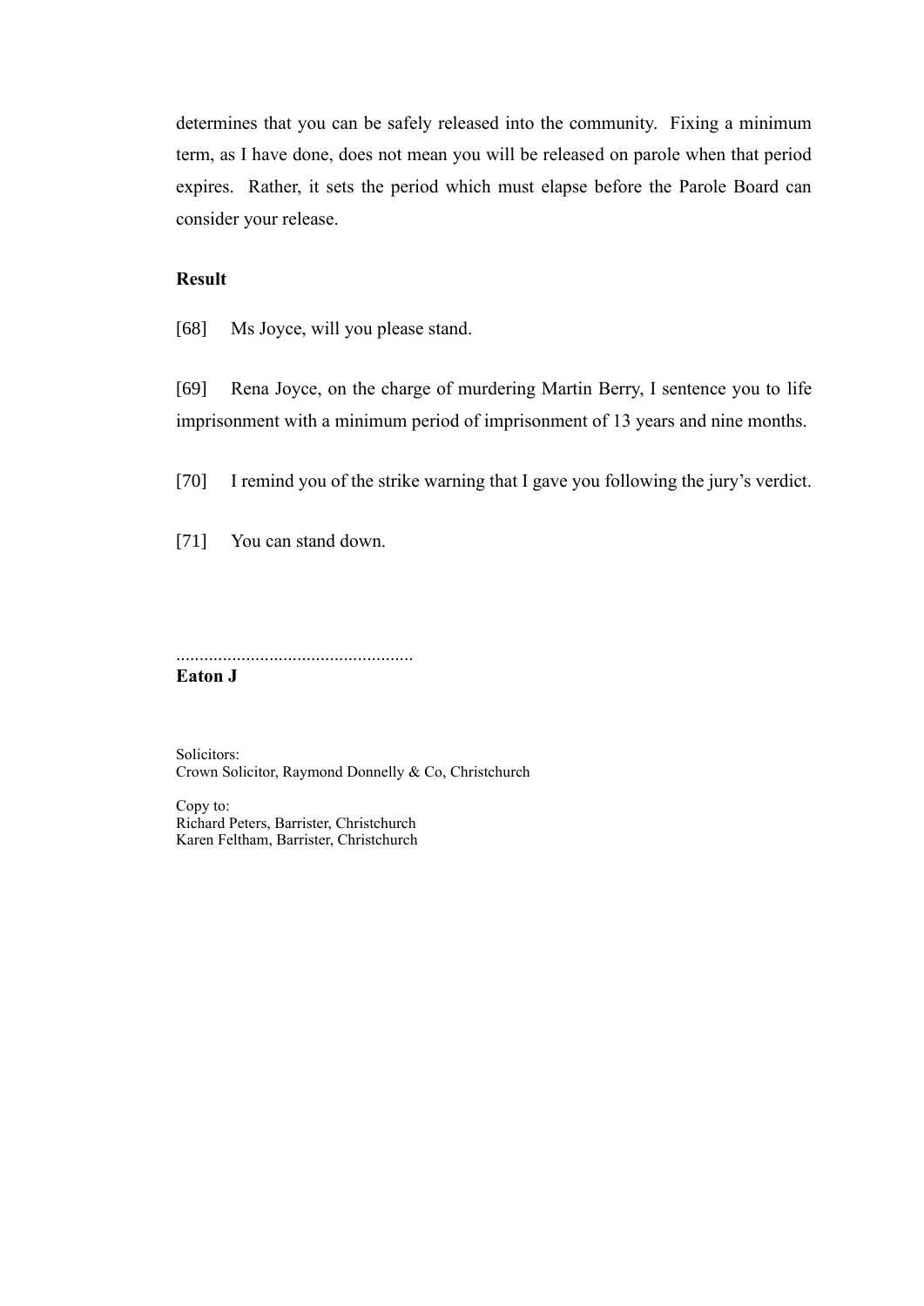determines that you can be safely released into the community. Fixing a minimum term, as I have done, does not mean you will be released on parole when that period expires. Rather, it sets the period which must elapse before the Parole Board can consider your release.

## Result

[68] Ms Joyce, will you please stand.

[69] Rena Joyce, on the charge of murdering Martin Berry, I sentence you to life imprisonment with a minimum period of imprisonment of 13 years and nine months.

[70] I remind you of the strike warning that I gave you following the jury's verdict.

[71] You can stand down.

...................................................
**Eaton J**

Solicitors:
Crown Solicitor, Raymond Donnelly & Co, Christchurch

Copy to:
Richard Peters, Barrister, Christchurch
Karen Feltham, Barrister, Christchurch